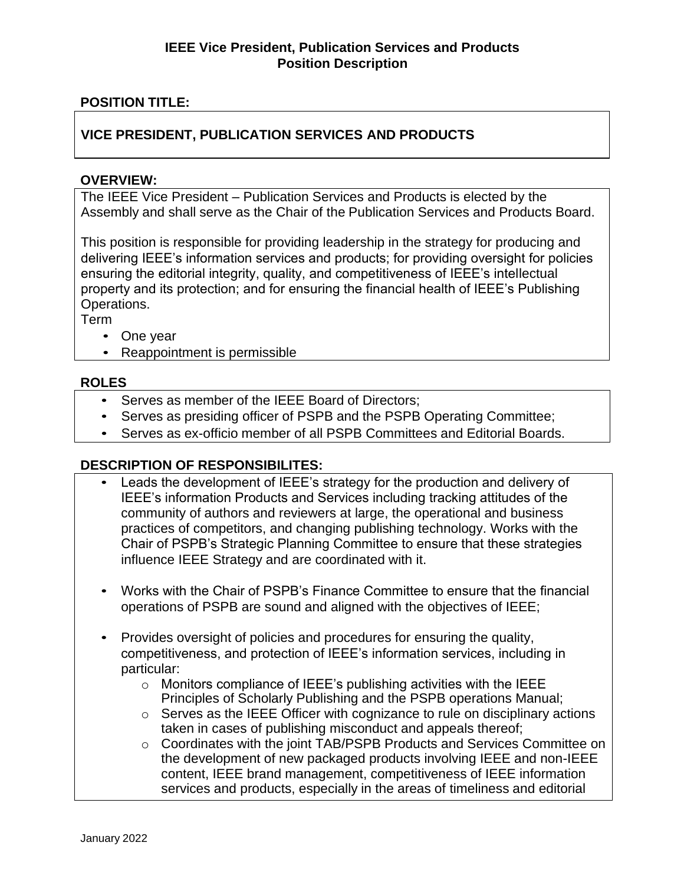# IEEE Vice President, Publication Services and Products
## Position Description

**POSITION TITLE:**

**VICE PRESIDENT, PUBLICATION SERVICES AND PRODUCTS**

**OVERVIEW:**

The IEEE Vice President – Publication Services and Products is elected by the Assembly and shall serve as the Chair of the Publication Services and Products Board.

This position is responsible for providing leadership in the strategy for producing and delivering IEEE's information services and products; for providing oversight for policies ensuring the editorial integrity, quality, and competitiveness of IEEE's intellectual property and its protection; and for ensuring the financial health of IEEE's Publishing Operations.

Term

- One year
- Reappointment is permissible

**ROLES**

- Serves as member of the IEEE Board of Directors;
- Serves as presiding officer of PSPB and the PSPB Operating Committee;
- Serves as ex-officio member of all PSPB Committees and Editorial Boards.

**DESCRIPTION OF RESPONSIBILITES:**

- Leads the development of IEEE's strategy for the production and delivery of IEEE's information Products and Services including tracking attitudes of the community of authors and reviewers at large, the operational and business practices of competitors, and changing publishing technology. Works with the Chair of PSPB's Strategic Planning Committee to ensure that these strategies influence IEEE Strategy and are coordinated with it.

- Works with the Chair of PSPB's Finance Committee to ensure that the financial operations of PSPB are sound and aligned with the objectives of IEEE;

- Provides oversight of policies and procedures for ensuring the quality, competitiveness, and protection of IEEE's information services, including in particular:
  - Monitors compliance of IEEE's publishing activities with the IEEE Principles of Scholarly Publishing and the PSPB operations Manual;
  - Serves as the IEEE Officer with cognizance to rule on disciplinary actions taken in cases of publishing misconduct and appeals thereof;
  - Coordinates with the joint TAB/PSPB Products and Services Committee on the development of new packaged products involving IEEE and non-IEEE content, IEEE brand management, competitiveness of IEEE information services and products, especially in the areas of timeliness and editorial

January 2022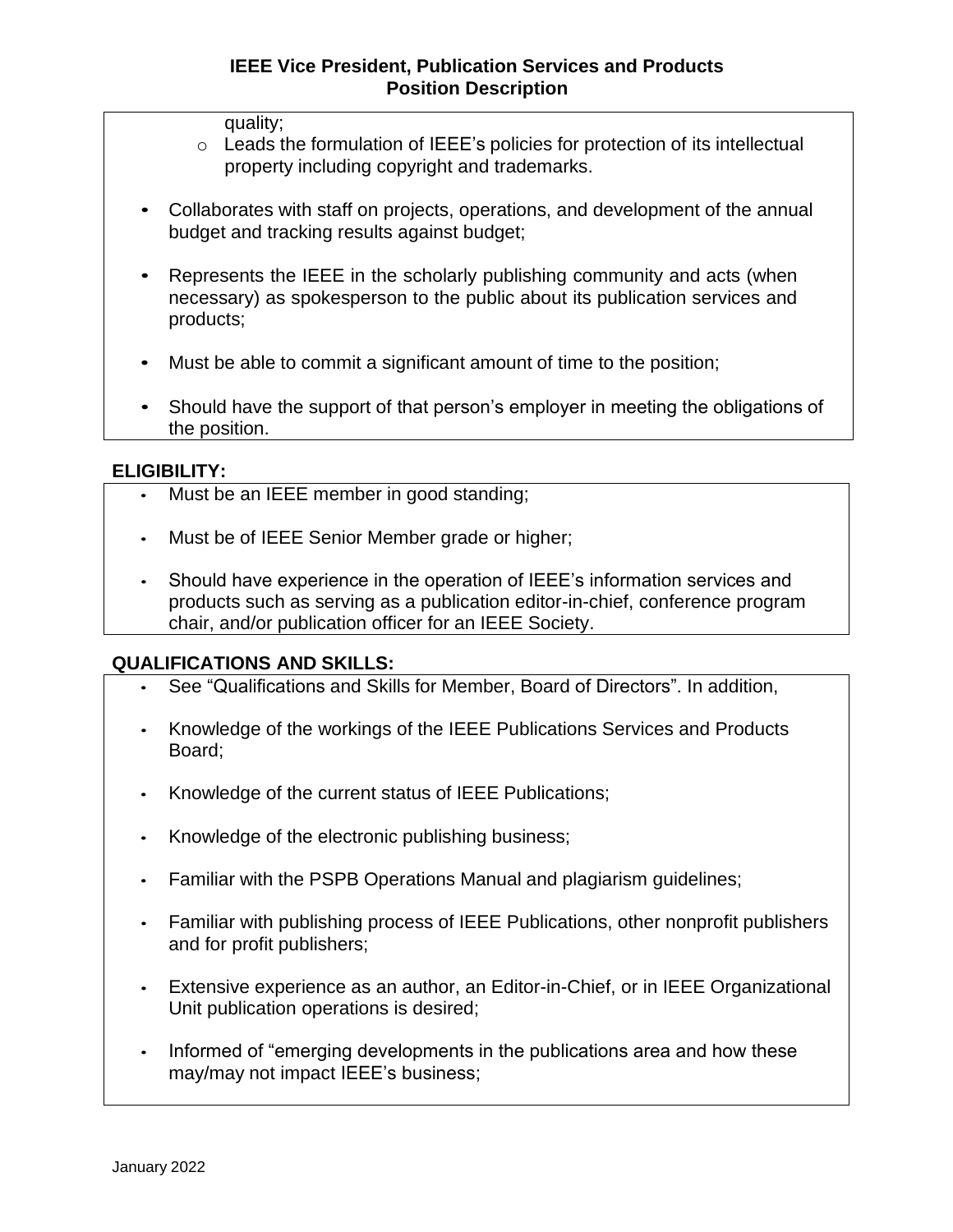quality;
    - Leads the formulation of IEEE's policies for protection of its intellectual property including copyright and trademarks.

- Collaborates with staff on projects, operations, and development of the annual budget and tracking results against budget;

- Represents the IEEE in the scholarly publishing community and acts (when necessary) as spokesperson to the public about its publication services and products;

- Must be able to commit a significant amount of time to the position;

- Should have the support of that person's employer in meeting the obligations of the position.

**ELIGIBILITY:**

- Must be an IEEE member in good standing;

- Must be of IEEE Senior Member grade or higher;

- Should have experience in the operation of IEEE's information services and products such as serving as a publication editor-in-chief, conference program chair, and/or publication officer for an IEEE Society.

**QUALIFICATIONS AND SKILLS:**

- See "Qualifications and Skills for Member, Board of Directors". In addition,

- Knowledge of the workings of the IEEE Publications Services and Products Board;

- Knowledge of the current status of IEEE Publications;

- Knowledge of the electronic publishing business;

- Familiar with the PSPB Operations Manual and plagiarism guidelines;

- Familiar with publishing process of IEEE Publications, other nonprofit publishers and for profit publishers;

- Extensive experience as an author, an Editor-in-Chief, or in IEEE Organizational Unit publication operations is desired;

- Informed of "emerging developments in the publications area and how these may/may not impact IEEE's business;

January 2022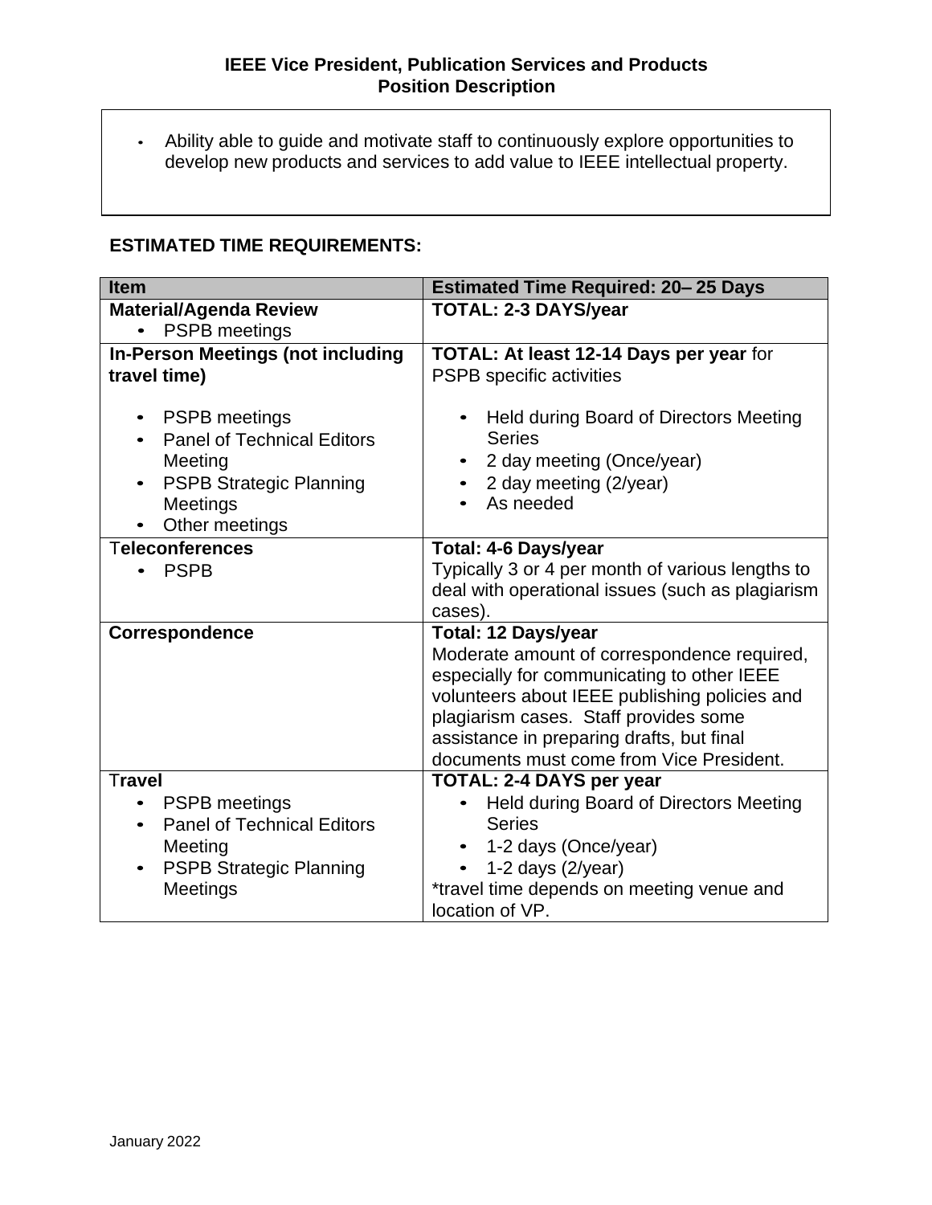- Ability able to guide and motivate staff to continuously explore opportunities to develop new products and services to add value to IEEE intellectual property.

**ESTIMATED TIME REQUIREMENTS:**

| **Item** | **Estimated Time Required: 20– 25 Days** |
|---|---|
| **Material/Agenda Review**<br>• PSPB meetings | **TOTAL: 2-3 DAYS/year** |
| **In-Person Meetings (not including travel time)**<br>• PSPB meetings<br>• Panel of Technical Editors Meeting<br>• PSPB Strategic Planning Meetings<br>• Other meetings | **TOTAL: At least 12-14 Days per year** for PSPB specific activities<br>• Held during Board of Directors Meeting Series<br>• 2 day meeting (Once/year)<br>• 2 day meeting (2/year)<br>• As needed |
| **Teleconferences**<br>• PSPB | **Total: 4-6 Days/year**<br>Typically 3 or 4 per month of various lengths to deal with operational issues (such as plagiarism cases). |
| **Correspondence** | **Total: 12 Days/year**<br>Moderate amount of correspondence required, especially for communicating to other IEEE volunteers about IEEE publishing policies and plagiarism cases. Staff provides some assistance in preparing drafts, but final documents must come from Vice President. |
| **Travel**<br>• PSPB meetings<br>• Panel of Technical Editors Meeting<br>• PSPB Strategic Planning Meetings | **TOTAL: 2-4 DAYS per year**<br>• Held during Board of Directors Meeting Series<br>• 1-2 days (Once/year)<br>• 1-2 days (2/year)<br>*travel time depends on meeting venue and location of VP. |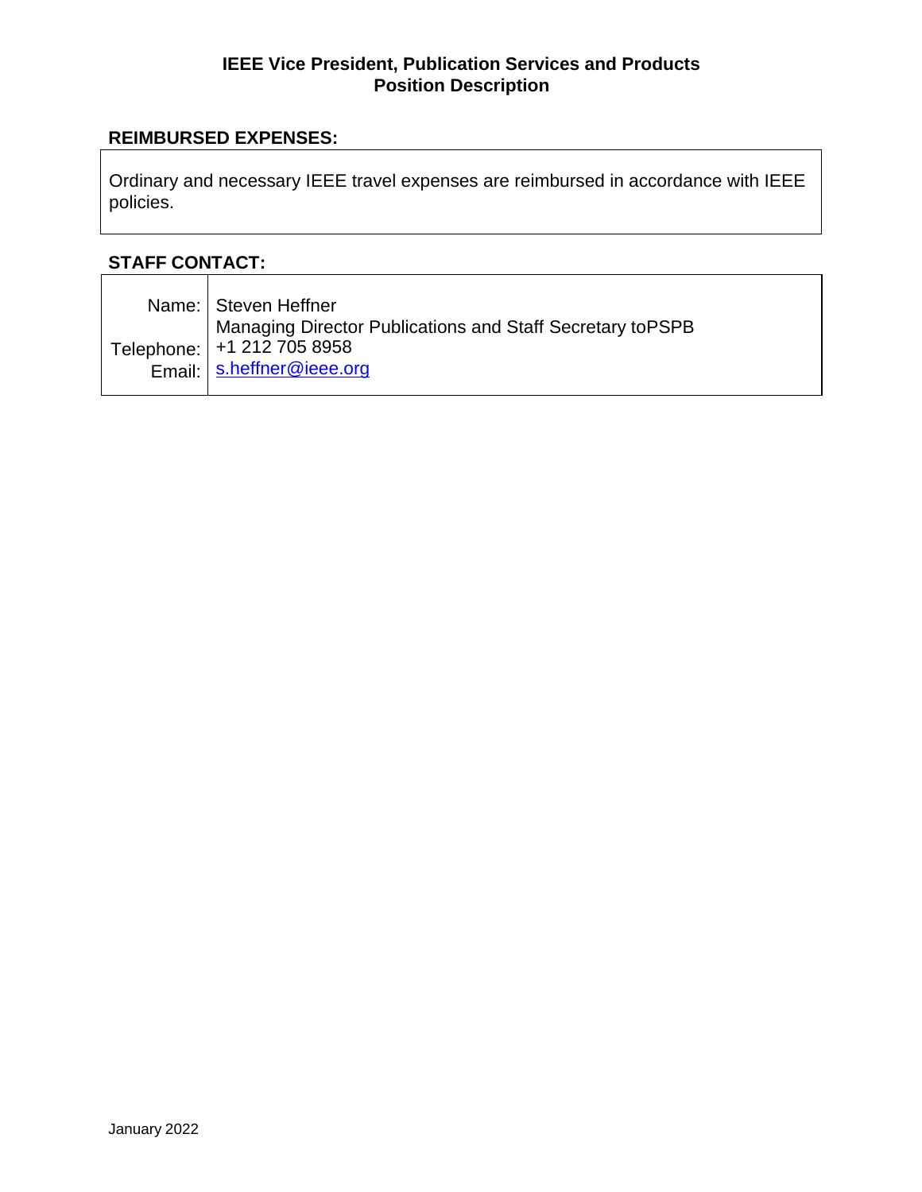## REIMBURSED EXPENSES:

Ordinary and necessary IEEE travel expenses are reimbursed in accordance with IEEE policies.

## STAFF CONTACT:

| | |
|---|---|
| Name: | Steven Heffner<br>Managing Director Publications and Staff Secretary toPSPB |
| Telephone: | +1 212 705 8958 |
| Email: | s.heffner@ieee.org |

January 2022